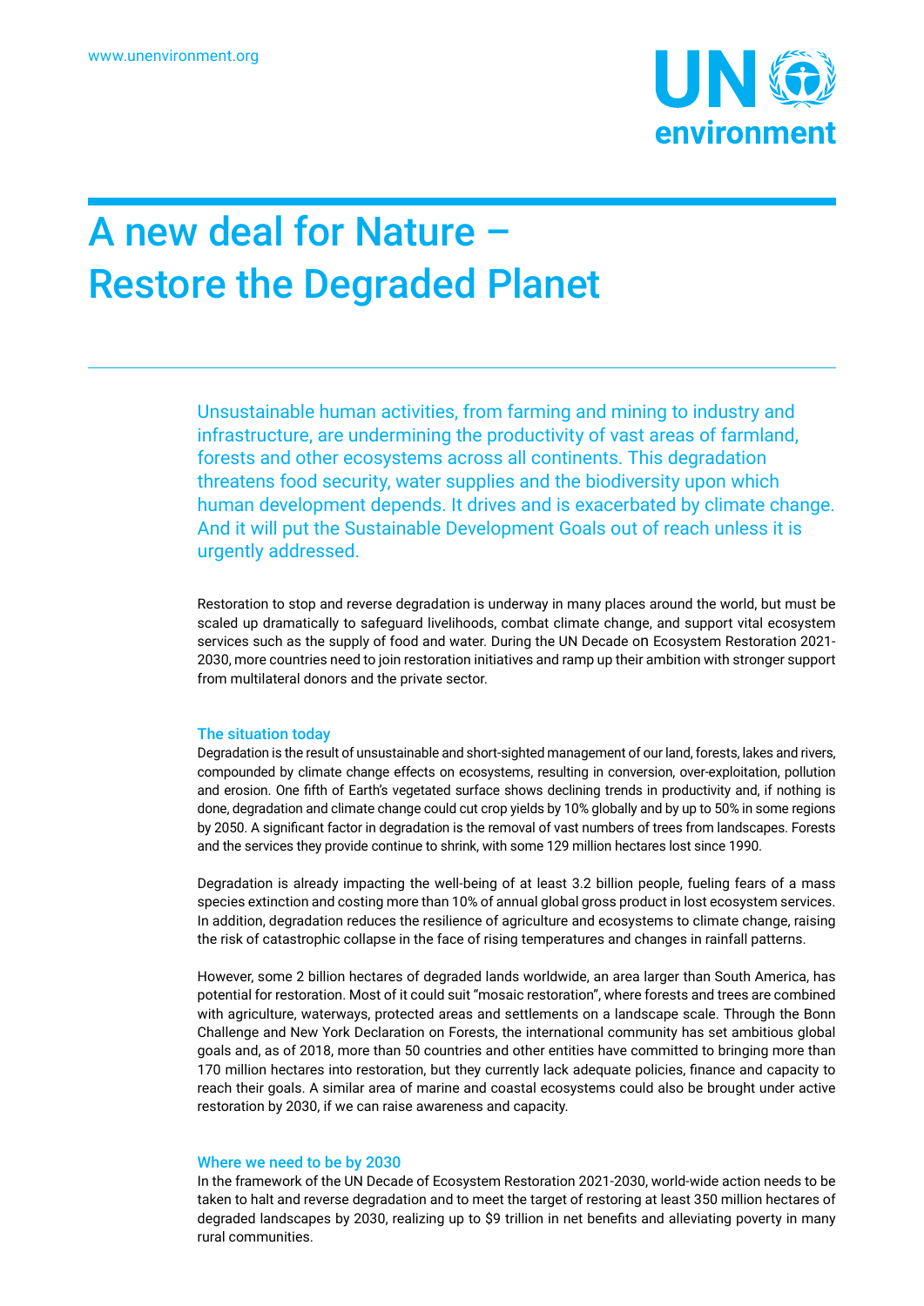www.unenvironment.org

# A new deal for Nature – Restore the Degraded Planet

Unsustainable human activities, from farming and mining to industry and infrastructure, are undermining the productivity of vast areas of farmland, forests and other ecosystems across all continents. This degradation threatens food security, water supplies and the biodiversity upon which human development depends. It drives and is exacerbated by climate change. And it will put the Sustainable Development Goals out of reach unless it is urgently addressed.

Restoration to stop and reverse degradation is underway in many places around the world, but must be scaled up dramatically to safeguard livelihoods, combat climate change, and support vital ecosystem services such as the supply of food and water. During the UN Decade on Ecosystem Restoration 2021-2030, more countries need to join restoration initiatives and ramp up their ambition with stronger support from multilateral donors and the private sector.

## The situation today

Degradation is the result of unsustainable and short-sighted management of our land, forests, lakes and rivers, compounded by climate change effects on ecosystems, resulting in conversion, over-exploitation, pollution and erosion. One fifth of Earth's vegetated surface shows declining trends in productivity and, if nothing is done, degradation and climate change could cut crop yields by 10% globally and by up to 50% in some regions by 2050. A significant factor in degradation is the removal of vast numbers of trees from landscapes. Forests and the services they provide continue to shrink, with some 129 million hectares lost since 1990.

Degradation is already impacting the well-being of at least 3.2 billion people, fueling fears of a mass species extinction and costing more than 10% of annual global gross product in lost ecosystem services. In addition, degradation reduces the resilience of agriculture and ecosystems to climate change, raising the risk of catastrophic collapse in the face of rising temperatures and changes in rainfall patterns.

However, some 2 billion hectares of degraded lands worldwide, an area larger than South America, has potential for restoration. Most of it could suit "mosaic restoration", where forests and trees are combined with agriculture, waterways, protected areas and settlements on a landscape scale. Through the Bonn Challenge and New York Declaration on Forests, the international community has set ambitious global goals and, as of 2018, more than 50 countries and other entities have committed to bringing more than 170 million hectares into restoration, but they currently lack adequate policies, finance and capacity to reach their goals. A similar area of marine and coastal ecosystems could also be brought under active restoration by 2030, if we can raise awareness and capacity.

## Where we need to be by 2030

In the framework of the UN Decade of Ecosystem Restoration 2021-2030, world-wide action needs to be taken to halt and reverse degradation and to meet the target of restoring at least 350 million hectares of degraded landscapes by 2030, realizing up to $9 trillion in net benefits and alleviating poverty in many rural communities.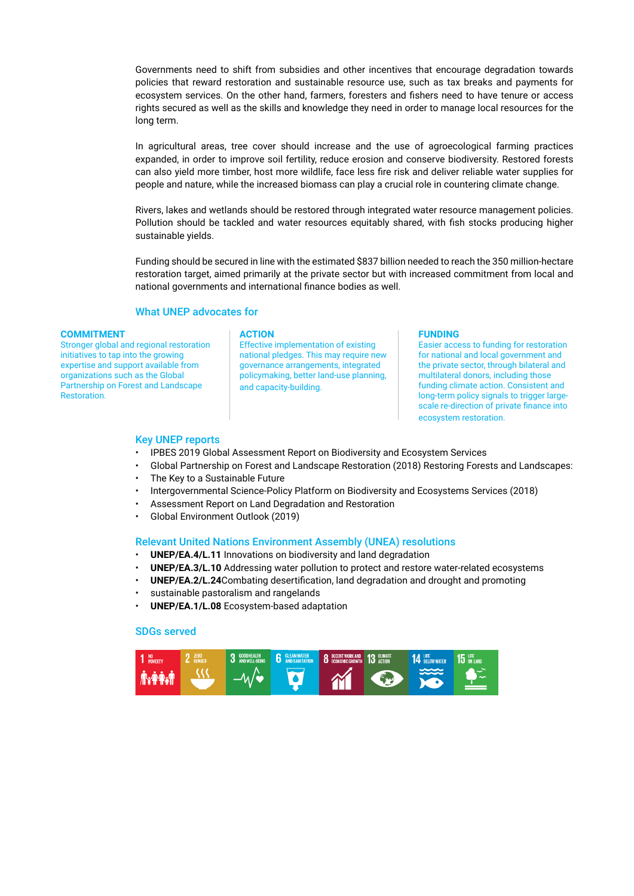Governments need to shift from subsidies and other incentives that encourage degradation towards policies that reward restoration and sustainable resource use, such as tax breaks and payments for ecosystem services. On the other hand, farmers, foresters and fishers need to have tenure or access rights secured as well as the skills and knowledge they need in order to manage local resources for the long term.

In agricultural areas, tree cover should increase and the use of agroecological farming practices expanded, in order to improve soil fertility, reduce erosion and conserve biodiversity. Restored forests can also yield more timber, host more wildlife, face less fire risk and deliver reliable water supplies for people and nature, while the increased biomass can play a crucial role in countering climate change.

Rivers, lakes and wetlands should be restored through integrated water resource management policies. Pollution should be tackled and water resources equitably shared, with fish stocks producing higher sustainable yields.

Funding should be secured in line with the estimated $837 billion needed to reach the 350 million-hectare restoration target, aimed primarily at the private sector but with increased commitment from local and national governments and international finance bodies as well.

## What UNEP advocates for

**COMMITMENT**
Stronger global and regional restoration initiatives to tap into the growing expertise and support available from organizations such as the Global Partnership on Forest and Landscape Restoration.

**ACTION**
Effective implementation of existing national pledges. This may require new governance arrangements, integrated policymaking, better land-use planning, and capacity-building.

**FUNDING**
Easier access to funding for restoration for national and local government and the private sector, through bilateral and multilateral donors, including those funding climate action. Consistent and long-term policy signals to trigger large-scale re-direction of private finance into ecosystem restoration.

## Key UNEP reports

- IPBES 2019 Global Assessment Report on Biodiversity and Ecosystem Services
- Global Partnership on Forest and Landscape Restoration (2018) Restoring Forests and Landscapes:
- The Key to a Sustainable Future
- Intergovernmental Science-Policy Platform on Biodiversity and Ecosystems Services (2018)
- Assessment Report on Land Degradation and Restoration
- Global Environment Outlook (2019)

## Relevant United Nations Environment Assembly (UNEA) resolutions

- **UNEP/EA.4/L.11** Innovations on biodiversity and land degradation
- **UNEP/EA.3/L.10** Addressing water pollution to protect and restore water-related ecosystems
- **UNEP/EA.2/L.24**Combating desertification, land degradation and drought and promoting
- sustainable pastoralism and rangelands
- **UNEP/EA.1/L.08** Ecosystem-based adaptation

## SDGs served

1 NO POVERTY
2 ZERO HUNGER
3 GOOD HEALTH AND WELL-BEING
6 CLEAN WATER AND SANITATION
8 DECENT WORK AND ECONOMIC GROWTH
13 CLIMATE ACTION
14 LIFE BELOW WATER
15 LIFE ON LAND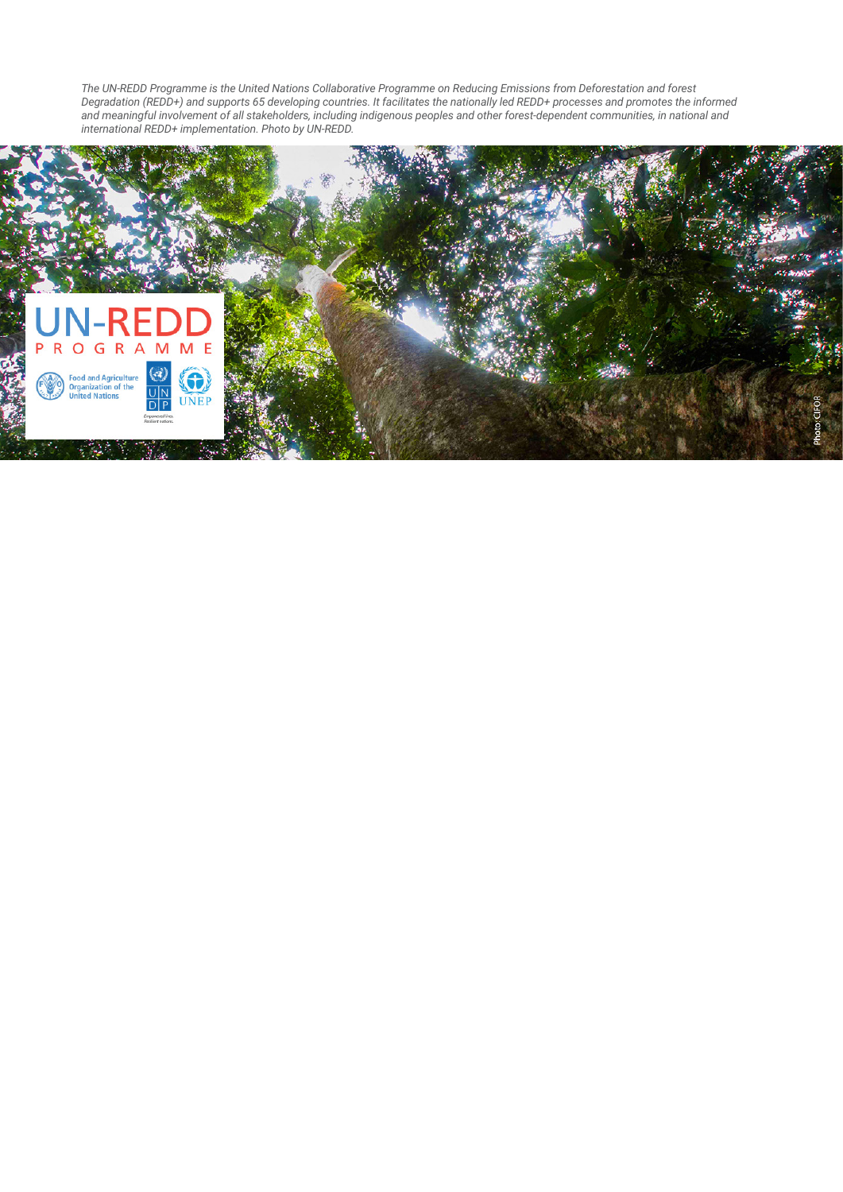*The UN-REDD Programme is the United Nations Collaborative Programme on Reducing Emissions from Deforestation and forest Degradation (REDD+) and supports 65 developing countries. It facilitates the nationally led REDD+ processes and promotes the informed and meaningful involvement of all stakeholders, including indigenous peoples and other forest-dependent communities, in national and international REDD+ implementation. Photo by UN-REDD.*